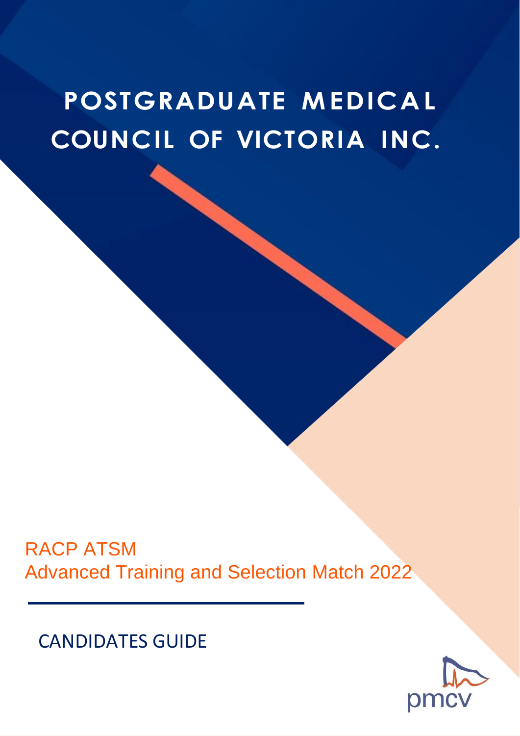# POSTGRADUATE MEDICAL COUNCIL OF VICTORIA INC.

RACP ATSM

Advanced Training and Selection Match 2022

CANDIDATES GUIDE

pmcv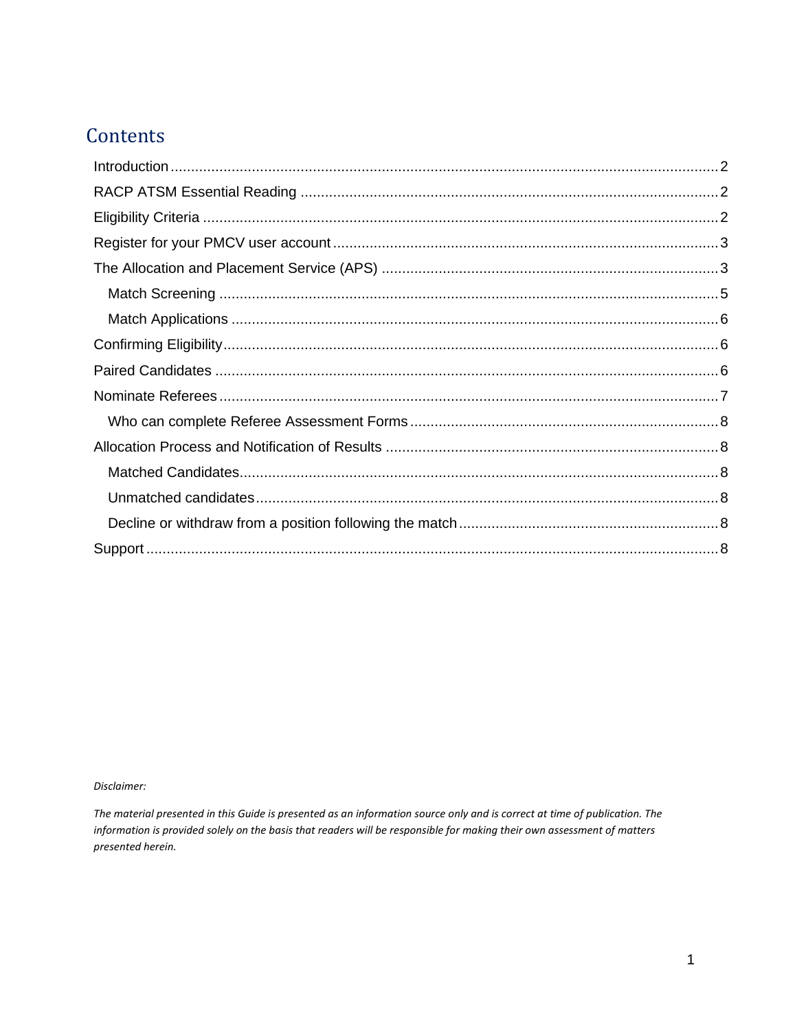# Contents

- Introduction ........ 2
- RACP ATSM Essential Reading ........ 2
- Eligibility Criteria ........ 2
- Register for your PMCV user account ........ 3
- The Allocation and Placement Service (APS) ........ 3
  - Match Screening ........ 5
  - Match Applications ........ 6
- Confirming Eligibility ........ 6
- Paired Candidates ........ 6
- Nominate Referees ........ 7
  - Who can complete Referee Assessment Forms ........ 8
- Allocation Process and Notification of Results ........ 8
  - Matched Candidates ........ 8
  - Unmatched candidates ........ 8
  - Decline or withdraw from a position following the match ........ 8
- Support ........ 8

*Disclaimer:*

*The material presented in this Guide is presented as an information source only and is correct at time of publication. The information is provided solely on the basis that readers will be responsible for making their own assessment of matters presented herein.*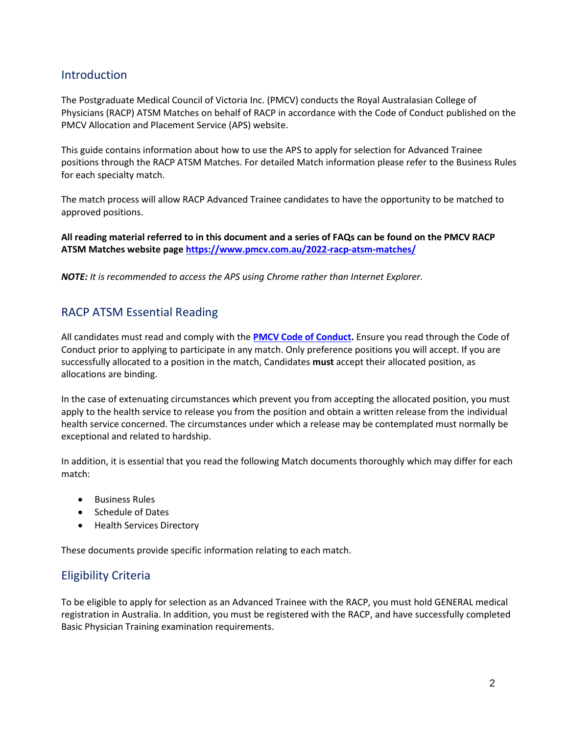## Introduction

The Postgraduate Medical Council of Victoria Inc. (PMCV) conducts the Royal Australasian College of Physicians (RACP) ATSM Matches on behalf of RACP in accordance with the Code of Conduct published on the PMCV Allocation and Placement Service (APS) website.

This guide contains information about how to use the APS to apply for selection for Advanced Trainee positions through the RACP ATSM Matches. For detailed Match information please refer to the Business Rules for each specialty match.

The match process will allow RACP Advanced Trainee candidates to have the opportunity to be matched to approved positions.

**All reading material referred to in this document and a series of FAQs can be found on the PMCV RACP ATSM Matches website page [https://www.pmcv.com.au/2022-racp-atsm-matches/](https://www.pmcv.com.au/2022-racp-atsm-matches/)**

***NOTE:*** *It is recommended to access the APS using Chrome rather than Internet Explorer.*

## RACP ATSM Essential Reading

All candidates must read and comply with the **PMCV Code of Conduct.** Ensure you read through the Code of Conduct prior to applying to participate in any match. Only preference positions you will accept. If you are successfully allocated to a position in the match, Candidates **must** accept their allocated position, as allocations are binding.

In the case of extenuating circumstances which prevent you from accepting the allocated position, you must apply to the health service to release you from the position and obtain a written release from the individual health service concerned. The circumstances under which a release may be contemplated must normally be exceptional and related to hardship.

In addition, it is essential that you read the following Match documents thoroughly which may differ for each match:

- Business Rules
- Schedule of Dates
- Health Services Directory

These documents provide specific information relating to each match.

## Eligibility Criteria

To be eligible to apply for selection as an Advanced Trainee with the RACP, you must hold GENERAL medical registration in Australia. In addition, you must be registered with the RACP, and have successfully completed Basic Physician Training examination requirements.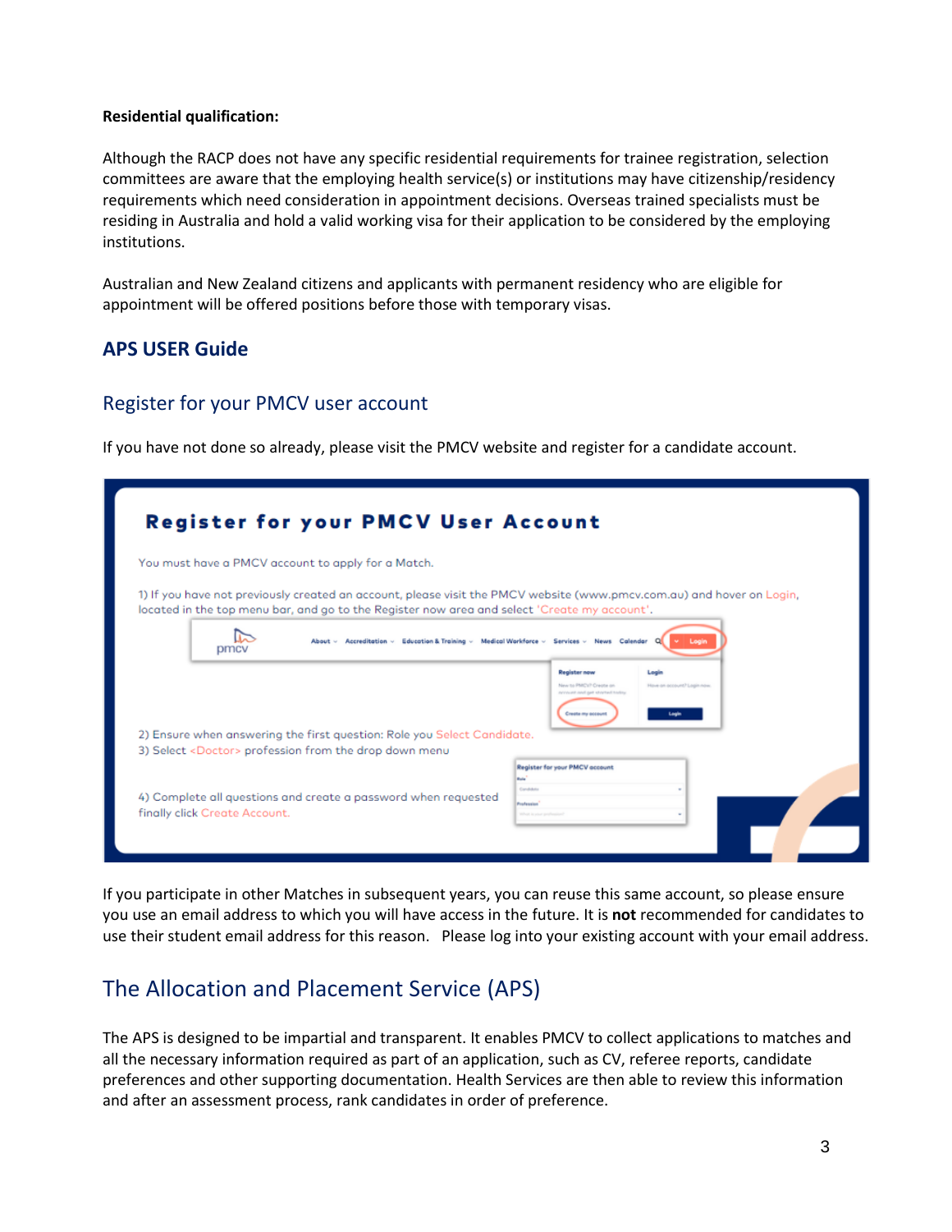**Residential qualification:**

Although the RACP does not have any specific residential requirements for trainee registration, selection committees are aware that the employing health service(s) or institutions may have citizenship/residency requirements which need consideration in appointment decisions. Overseas trained specialists must be residing in Australia and hold a valid working visa for their application to be considered by the employing institutions.

Australian and New Zealand citizens and applicants with permanent residency who are eligible for appointment will be offered positions before those with temporary visas.

## APS USER Guide

### Register for your PMCV user account

If you have not done so already, please visit the PMCV website and register for a candidate account.

**Register for your PMCV User Account**

You must have a PMCV account to apply for a Match.

1) If you have not previously created an account, please visit the PMCV website (www.pmcv.com.au) and hover on Login, located in the top menu bar, and go to the Register now area and select 'Create my account'.

2) Ensure when answering the first question: Role you Select Candidate.

3) Select <Doctor> profession from the drop down menu

4) Complete all questions and create a password when requested finally click Create Account.

If you participate in other Matches in subsequent years, you can reuse this same account, so please ensure you use an email address to which you will have access in the future. It is **not** recommended for candidates to use their student email address for this reason. Please log into your existing account with your email address.

### The Allocation and Placement Service (APS)

The APS is designed to be impartial and transparent. It enables PMCV to collect applications to matches and all the necessary information required as part of an application, such as CV, referee reports, candidate preferences and other supporting documentation. Health Services are then able to review this information and after an assessment process, rank candidates in order of preference.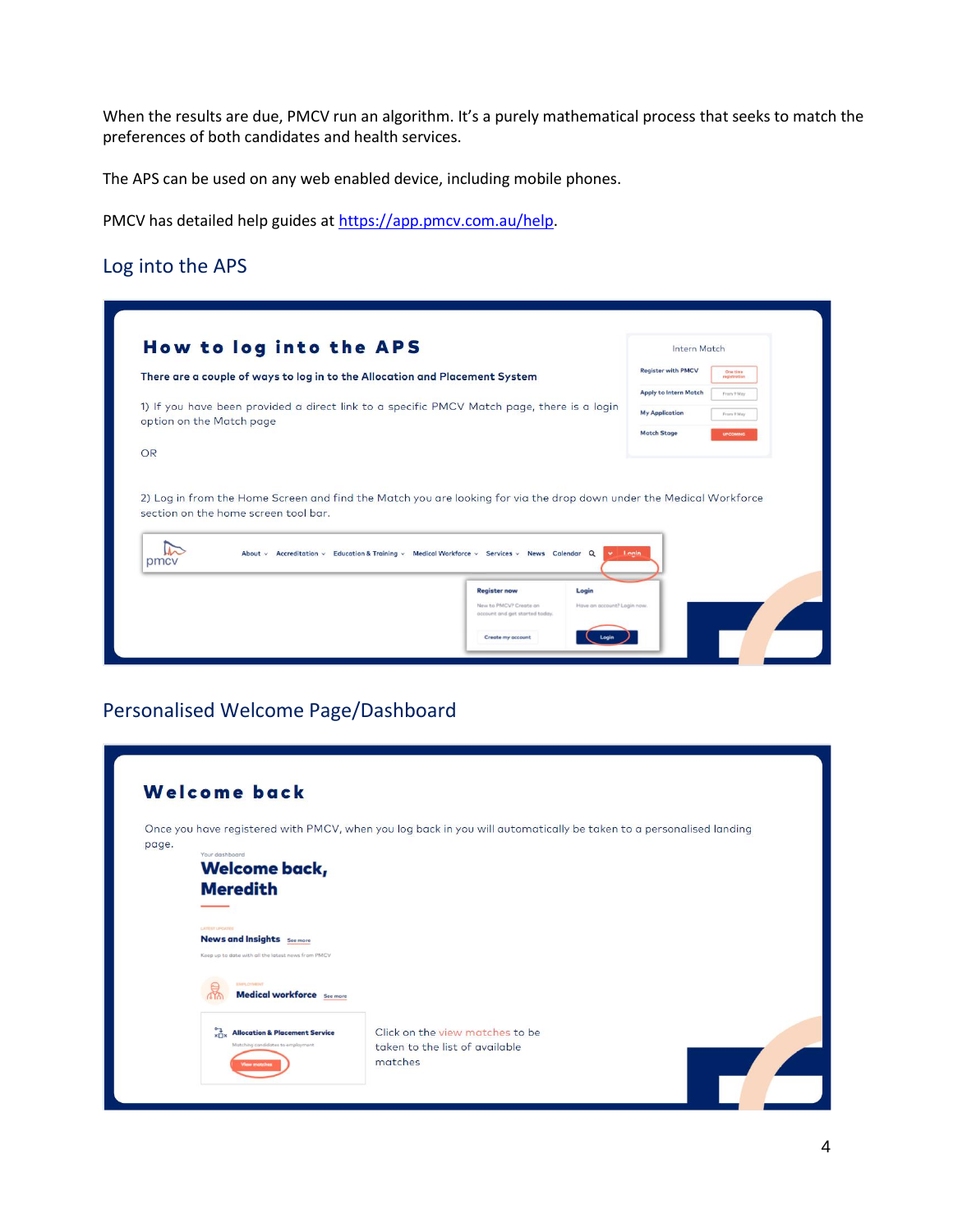When the results are due, PMCV run an algorithm. It's a purely mathematical process that seeks to match the preferences of both candidates and health services.

The APS can be used on any web enabled device, including mobile phones.

PMCV has detailed help guides at https://app.pmcv.com.au/help.

## Log into the APS

### How to log into the APS

There are a couple of ways to log in to the Allocation and Placement System

1) If you have been provided a direct link to a specific PMCV Match page, there is a login option on the Match page

OR

2) Log in from the Home Screen and find the Match you are looking for via the drop down under the Medical Workforce section on the home screen tool bar.

## Personalised Welcome Page/Dashboard

### Welcome back

Once you have registered with PMCV, when you log back in you will automatically be taken to a personalised landing page.

Click on the view matches to be taken to the list of available matches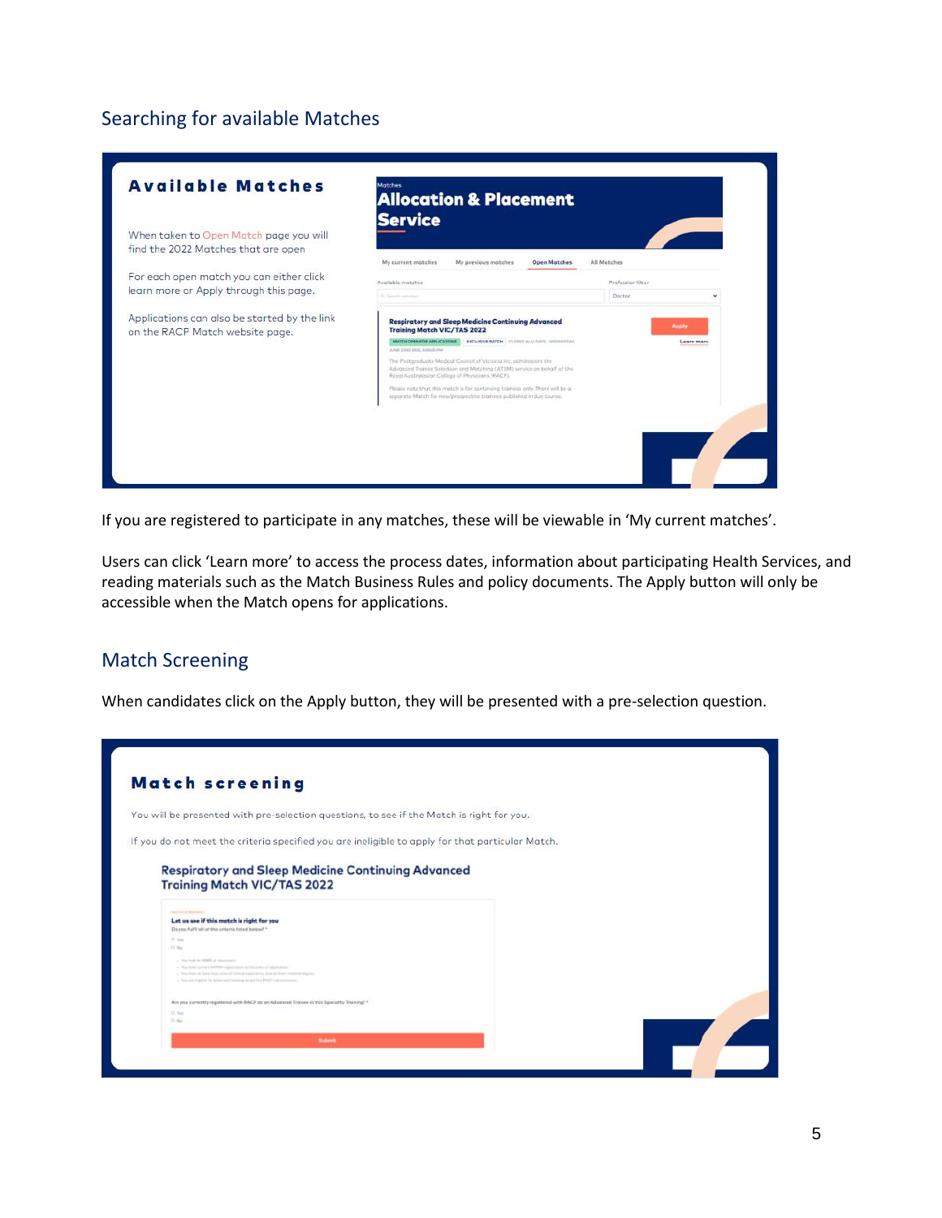## Searching for available Matches

**Available Matches**

When taken to Open Match page you will find the 2022 Matches that are open

For each open match you can either click learn more or Apply through this page.

Applications can also be started by the link on the RACP Match website page.

If you are registered to participate in any matches, these will be viewable in 'My current matches'.

Users can click 'Learn more' to access the process dates, information about participating Health Services, and reading materials such as the Match Business Rules and policy documents. The Apply button will only be accessible when the Match opens for applications.

## Match Screening

When candidates click on the Apply button, they will be presented with a pre-selection question.

**Match screening**

You will be presented with pre-selection questions, to see if the Match is right for you.

If you do not meet the criteria specified you are ineligible to apply for that particular Match.

Respiratory and Sleep Medicine Continuing Advanced Training Match VIC/TAS 2022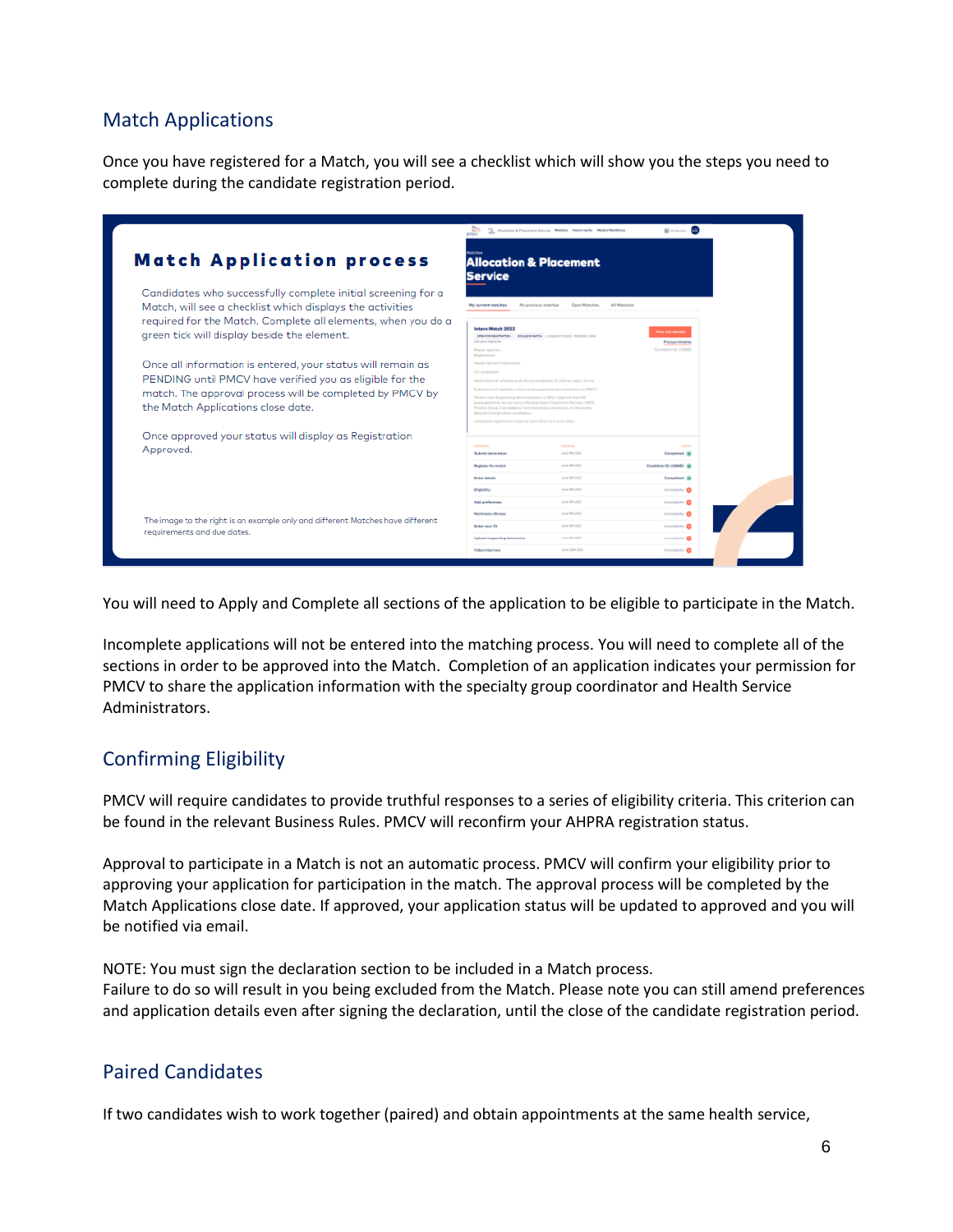## Match Applications

Once you have registered for a Match, you will see a checklist which will show you the steps you need to complete during the candidate registration period.

**Match Application process**

Candidates who successfully complete initial screening for a Match, will see a checklist which displays the activities required for the Match. Complete all elements, when you do a green tick will display beside the element.

Once all information is entered, your status will remain as PENDING until PMCV have verified you as eligible for the match. The approval process will be completed by PMCV by the Match Applications close date.

Once approved your status will display as Registration Approved.

The image to the right is an example only and different Matches have different requirements and due dates.

You will need to Apply and Complete all sections of the application to be eligible to participate in the Match.

Incomplete applications will not be entered into the matching process. You will need to complete all of the sections in order to be approved into the Match. Completion of an application indicates your permission for PMCV to share the application information with the specialty group coordinator and Health Service Administrators.

## Confirming Eligibility

PMCV will require candidates to provide truthful responses to a series of eligibility criteria. This criterion can be found in the relevant Business Rules. PMCV will reconfirm your AHPRA registration status.

Approval to participate in a Match is not an automatic process. PMCV will confirm your eligibility prior to approving your application for participation in the match. The approval process will be completed by the Match Applications close date. If approved, your application status will be updated to approved and you will be notified via email.

NOTE: You must sign the declaration section to be included in a Match process.
Failure to do so will result in you being excluded from the Match. Please note you can still amend preferences and application details even after signing the declaration, until the close of the candidate registration period.

## Paired Candidates

If two candidates wish to work together (paired) and obtain appointments at the same health service,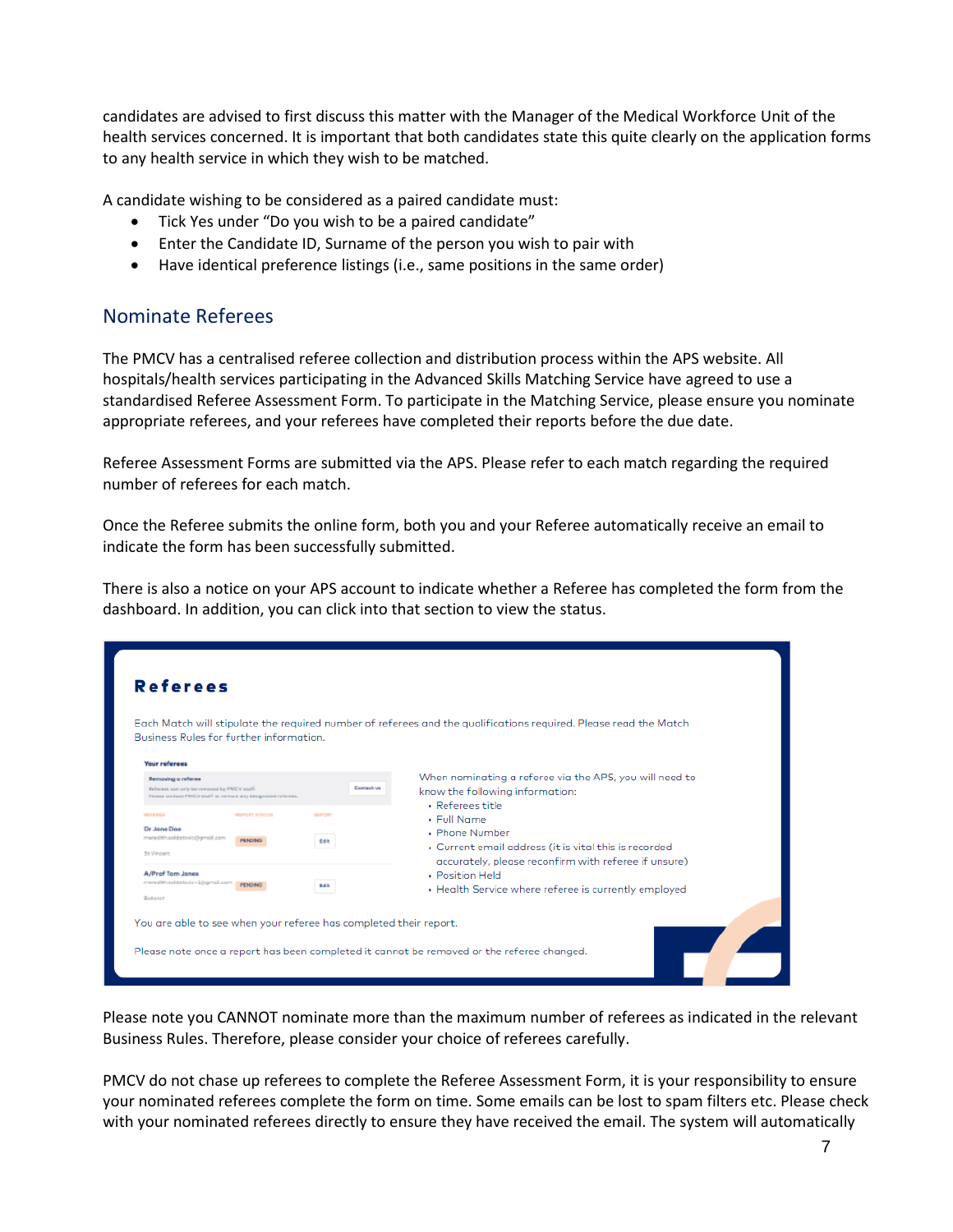candidates are advised to first discuss this matter with the Manager of the Medical Workforce Unit of the health services concerned. It is important that both candidates state this quite clearly on the application forms to any health service in which they wish to be matched.

A candidate wishing to be considered as a paired candidate must:

- Tick Yes under "Do you wish to be a paired candidate"
- Enter the Candidate ID, Surname of the person you wish to pair with
- Have identical preference listings (i.e., same positions in the same order)

## Nominate Referees

The PMCV has a centralised referee collection and distribution process within the APS website. All hospitals/health services participating in the Advanced Skills Matching Service have agreed to use a standardised Referee Assessment Form. To participate in the Matching Service, please ensure you nominate appropriate referees, and your referees have completed their reports before the due date.

Referee Assessment Forms are submitted via the APS. Please refer to each match regarding the required number of referees for each match.

Once the Referee submits the online form, both you and your Referee automatically receive an email to indicate the form has been successfully submitted.

There is also a notice on your APS account to indicate whether a Referee has completed the form from the dashboard. In addition, you can click into that section to view the status.

**Referees**

Each Match will stipulate the required number of referees and the qualifications required. Please read the Match Business Rules for further information.

When nominating a referee via the APS, you will need to know the following information:

- Referees title
- Full Name
- Phone Number
- Current email address (it is vital this is recorded accurately, please reconfirm with referee if unsure)
- Position Held
- Health Service where referee is currently employed

You are able to see when your referee has completed their report.

Please note once a report has been completed it cannot be removed or the referee changed.

Please note you CANNOT nominate more than the maximum number of referees as indicated in the relevant Business Rules. Therefore, please consider your choice of referees carefully.

PMCV do not chase up referees to complete the Referee Assessment Form, it is your responsibility to ensure your nominated referees complete the form on time. Some emails can be lost to spam filters etc. Please check with your nominated referees directly to ensure they have received the email. The system will automatically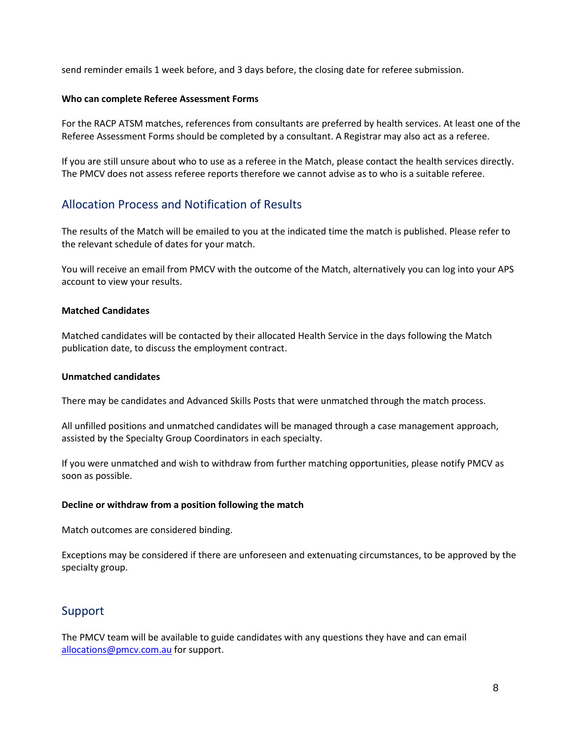send reminder emails 1 week before, and 3 days before, the closing date for referee submission.

**Who can complete Referee Assessment Forms**

For the RACP ATSM matches, references from consultants are preferred by health services. At least one of the Referee Assessment Forms should be completed by a consultant. A Registrar may also act as a referee.

If you are still unsure about who to use as a referee in the Match, please contact the health services directly. The PMCV does not assess referee reports therefore we cannot advise as to who is a suitable referee.

## Allocation Process and Notification of Results

The results of the Match will be emailed to you at the indicated time the match is published. Please refer to the relevant schedule of dates for your match.

You will receive an email from PMCV with the outcome of the Match, alternatively you can log into your APS account to view your results.

**Matched Candidates**

Matched candidates will be contacted by their allocated Health Service in the days following the Match publication date, to discuss the employment contract.

**Unmatched candidates**

There may be candidates and Advanced Skills Posts that were unmatched through the match process.

All unfilled positions and unmatched candidates will be managed through a case management approach, assisted by the Specialty Group Coordinators in each specialty.

If you were unmatched and wish to withdraw from further matching opportunities, please notify PMCV as soon as possible.

**Decline or withdraw from a position following the match**

Match outcomes are considered binding.

Exceptions may be considered if there are unforeseen and extenuating circumstances, to be approved by the specialty group.

## Support

The PMCV team will be available to guide candidates with any questions they have and can email allocations@pmcv.com.au for support.